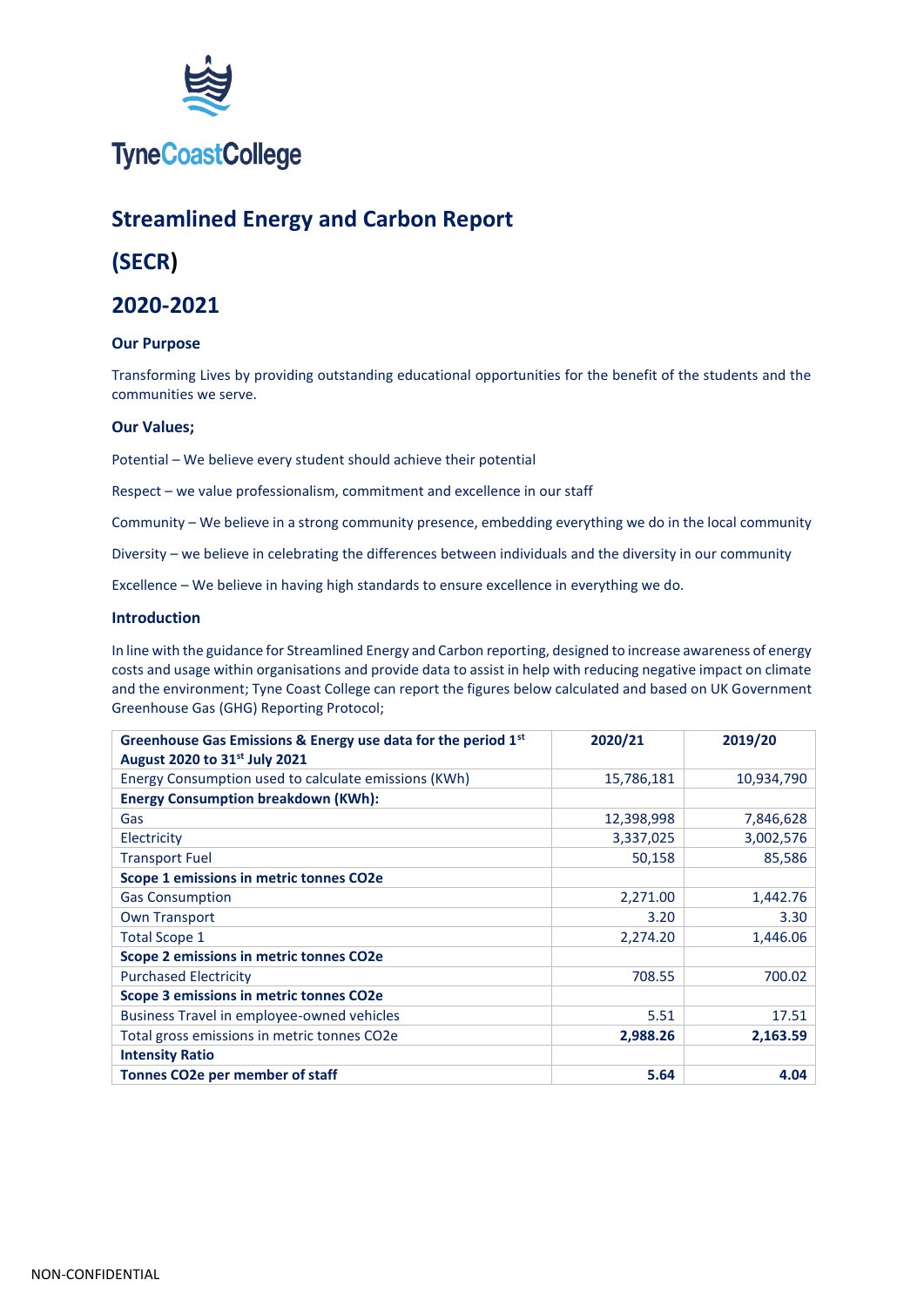TyneCoastCollege

# Streamlined Energy and Carbon Report

# (SECR)

# 2020-2021

### Our Purpose

Transforming Lives by providing outstanding educational opportunities for the benefit of the students and the communities we serve.

### Our Values;

Potential – We believe every student should achieve their potential

Respect – we value professionalism, commitment and excellence in our staff

Community – We believe in a strong community presence, embedding everything we do in the local community

Diversity – we believe in celebrating the differences between individuals and the diversity in our community

Excellence – We believe in having high standards to ensure excellence in everything we do.

### Introduction

In line with the guidance for Streamlined Energy and Carbon reporting, designed to increase awareness of energy costs and usage within organisations and provide data to assist in help with reducing negative impact on climate and the environment; Tyne Coast College can report the figures below calculated and based on UK Government Greenhouse Gas (GHG) Reporting Protocol;

| **Greenhouse Gas Emissions & Energy use data for the period 1st August 2020 to 31st July 2021** | **2020/21** | **2019/20** |
|---|---|---|
| Energy Consumption used to calculate emissions (KWh) | 15,786,181 | 10,934,790 |
| **Energy Consumption breakdown (KWh):** | | |
| Gas | 12,398,998 | 7,846,628 |
| Electricity | 3,337,025 | 3,002,576 |
| Transport Fuel | 50,158 | 85,586 |
| **Scope 1 emissions in metric tonnes CO2e** | | |
| Gas Consumption | 2,271.00 | 1,442.76 |
| Own Transport | 3.20 | 3.30 |
| Total Scope 1 | 2,274.20 | 1,446.06 |
| **Scope 2 emissions in metric tonnes CO2e** | | |
| Purchased Electricity | 708.55 | 700.02 |
| **Scope 3 emissions in metric tonnes CO2e** | | |
| Business Travel in employee-owned vehicles | 5.51 | 17.51 |
| Total gross emissions in metric tonnes CO2e | **2,988.26** | **2,163.59** |
| **Intensity Ratio** | | |
| **Tonnes CO2e per member of staff** | **5.64** | **4.04** |

NON-CONFIDENTIAL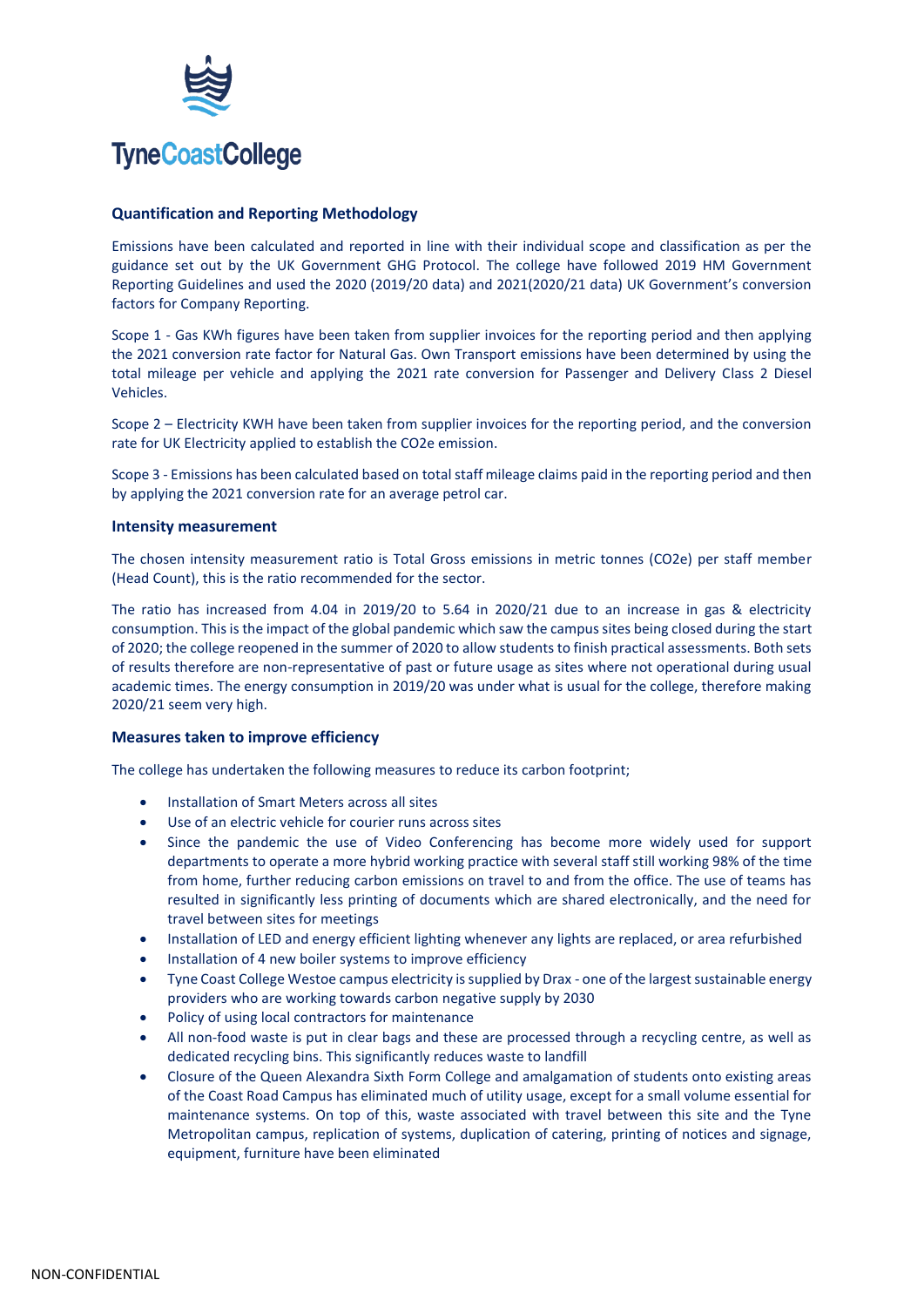TyneCoastCollege

## Quantification and Reporting Methodology

Emissions have been calculated and reported in line with their individual scope and classification as per the guidance set out by the UK Government GHG Protocol. The college have followed 2019 HM Government Reporting Guidelines and used the 2020 (2019/20 data) and 2021(2020/21 data) UK Government's conversion factors for Company Reporting.

Scope 1 - Gas KWh figures have been taken from supplier invoices for the reporting period and then applying the 2021 conversion rate factor for Natural Gas. Own Transport emissions have been determined by using the total mileage per vehicle and applying the 2021 rate conversion for Passenger and Delivery Class 2 Diesel Vehicles.

Scope 2 – Electricity KWH have been taken from supplier invoices for the reporting period, and the conversion rate for UK Electricity applied to establish the CO2e emission.

Scope 3 - Emissions has been calculated based on total staff mileage claims paid in the reporting period and then by applying the 2021 conversion rate for an average petrol car.

## Intensity measurement

The chosen intensity measurement ratio is Total Gross emissions in metric tonnes (CO2e) per staff member (Head Count), this is the ratio recommended for the sector.

The ratio has increased from 4.04 in 2019/20 to 5.64 in 2020/21 due to an increase in gas & electricity consumption. This is the impact of the global pandemic which saw the campus sites being closed during the start of 2020; the college reopened in the summer of 2020 to allow students to finish practical assessments. Both sets of results therefore are non-representative of past or future usage as sites where not operational during usual academic times. The energy consumption in 2019/20 was under what is usual for the college, therefore making 2020/21 seem very high.

## Measures taken to improve efficiency

The college has undertaken the following measures to reduce its carbon footprint;

- Installation of Smart Meters across all sites
- Use of an electric vehicle for courier runs across sites
- Since the pandemic the use of Video Conferencing has become more widely used for support departments to operate a more hybrid working practice with several staff still working 98% of the time from home, further reducing carbon emissions on travel to and from the office. The use of teams has resulted in significantly less printing of documents which are shared electronically, and the need for travel between sites for meetings
- Installation of LED and energy efficient lighting whenever any lights are replaced, or area refurbished
- Installation of 4 new boiler systems to improve efficiency
- Tyne Coast College Westoe campus electricity is supplied by Drax - one of the largest sustainable energy providers who are working towards carbon negative supply by 2030
- Policy of using local contractors for maintenance
- All non-food waste is put in clear bags and these are processed through a recycling centre, as well as dedicated recycling bins. This significantly reduces waste to landfill
- Closure of the Queen Alexandra Sixth Form College and amalgamation of students onto existing areas of the Coast Road Campus has eliminated much of utility usage, except for a small volume essential for maintenance systems. On top of this, waste associated with travel between this site and the Tyne Metropolitan campus, replication of systems, duplication of catering, printing of notices and signage, equipment, furniture have been eliminated

NON-CONFIDENTIAL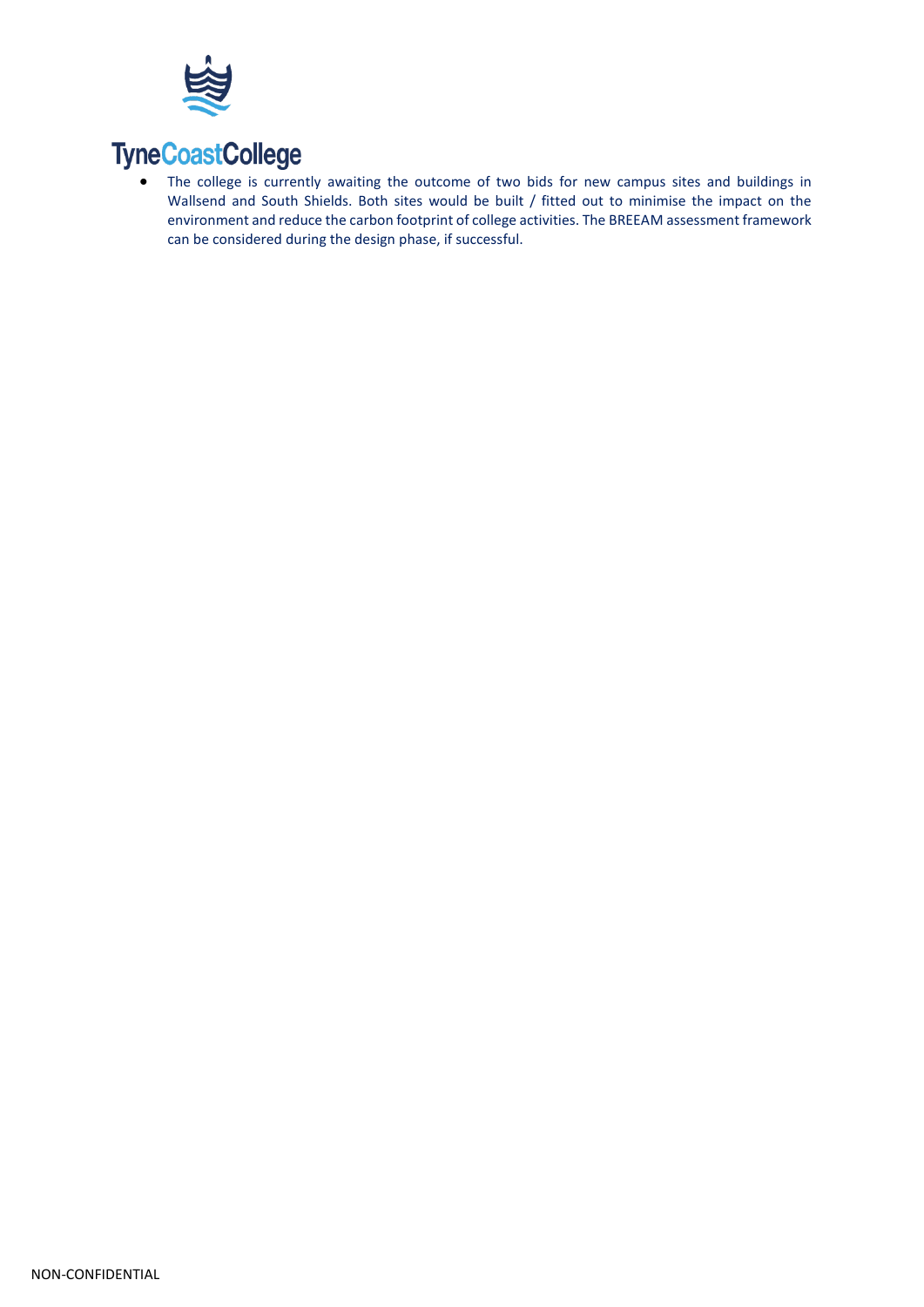- The college is currently awaiting the outcome of two bids for new campus sites and buildings in Wallsend and South Shields. Both sites would be built / fitted out to minimise the impact on the environment and reduce the carbon footprint of college activities. The BREEAM assessment framework can be considered during the design phase, if successful.